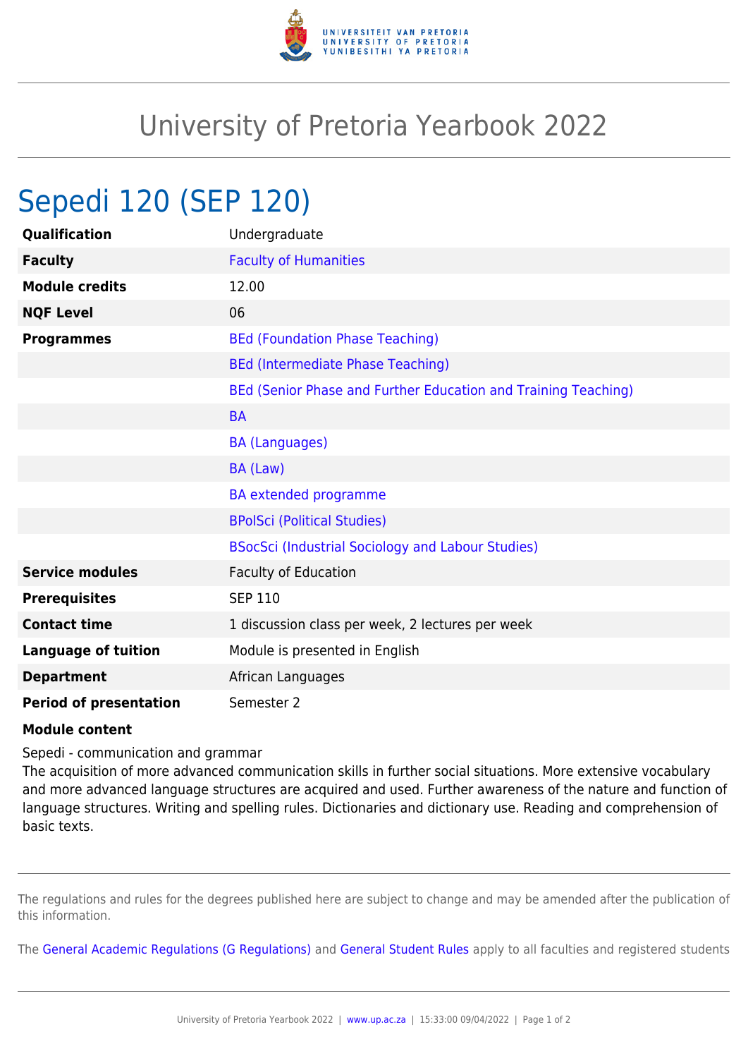# University of Pretoria Yearbook 2022

## Sepedi 120 (SEP 120)

| | |
|---|---|
| **Qualification** | Undergraduate |
| **Faculty** | Faculty of Humanities |
| **Module credits** | 12.00 |
| **NQF Level** | 06 |
| **Programmes** | BEd (Foundation Phase Teaching) |
| | BEd (Intermediate Phase Teaching) |
| | BEd (Senior Phase and Further Education and Training Teaching) |
| | BA |
| | BA (Languages) |
| | BA (Law) |
| | BA extended programme |
| | BPolSci (Political Studies) |
| | BSocSci (Industrial Sociology and Labour Studies) |
| **Service modules** | Faculty of Education |
| **Prerequisites** | SEP 110 |
| **Contact time** | 1 discussion class per week, 2 lectures per week |
| **Language of tuition** | Module is presented in English |
| **Department** | African Languages |
| **Period of presentation** | Semester 2 |

**Module content**

Sepedi - communication and grammar

The acquisition of more advanced communication skills in further social situations. More extensive vocabulary and more advanced language structures are acquired and used. Further awareness of the nature and function of language structures. Writing and spelling rules. Dictionaries and dictionary use. Reading and comprehension of basic texts.

The regulations and rules for the degrees published here are subject to change and may be amended after the publication of this information.

The General Academic Regulations (G Regulations) and General Student Rules apply to all faculties and registered students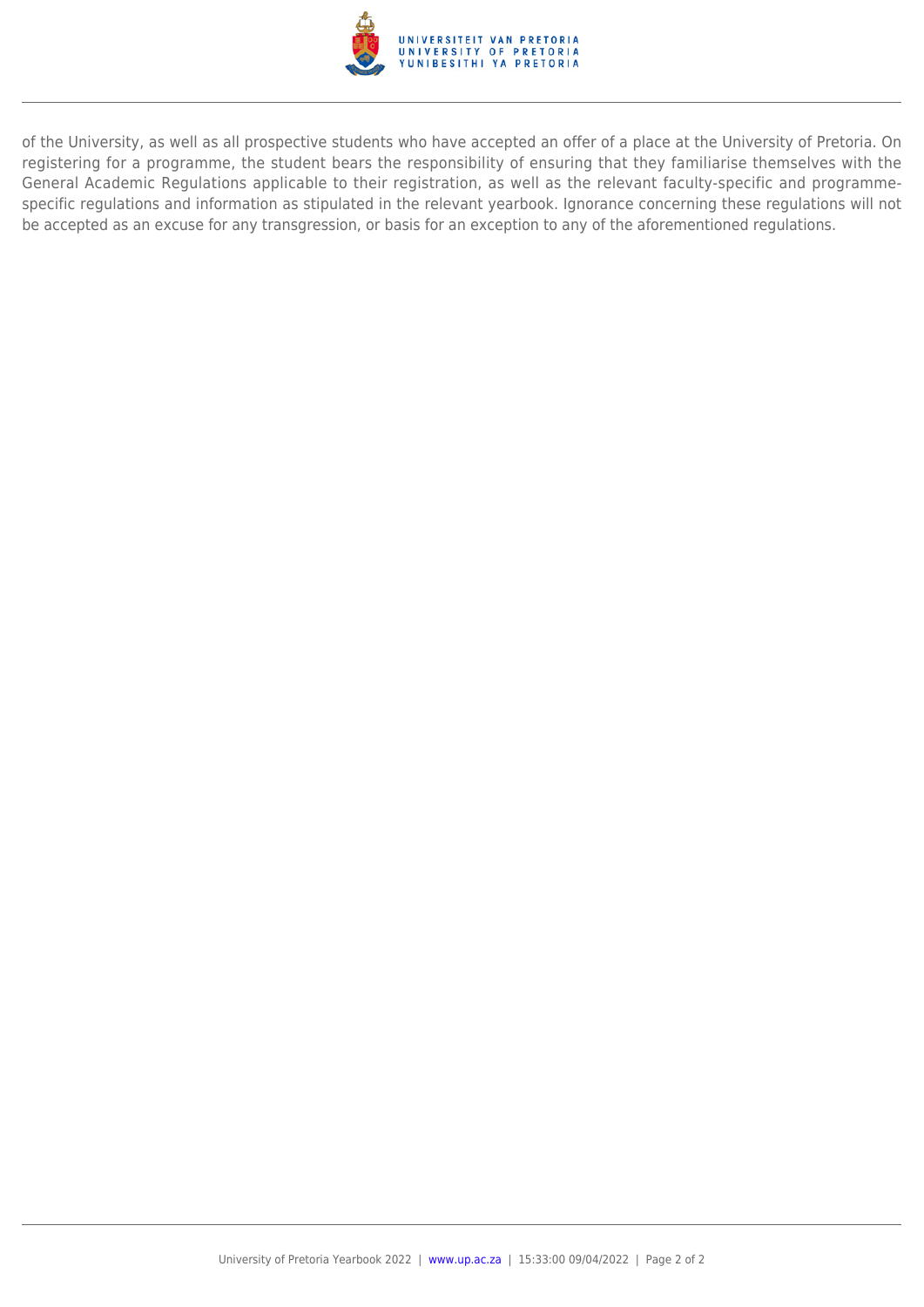of the University, as well as all prospective students who have accepted an offer of a place at the University of Pretoria. On registering for a programme, the student bears the responsibility of ensuring that they familiarise themselves with the General Academic Regulations applicable to their registration, as well as the relevant faculty-specific and programme-specific regulations and information as stipulated in the relevant yearbook. Ignorance concerning these regulations will not be accepted as an excuse for any transgression, or basis for an exception to any of the aforementioned regulations.